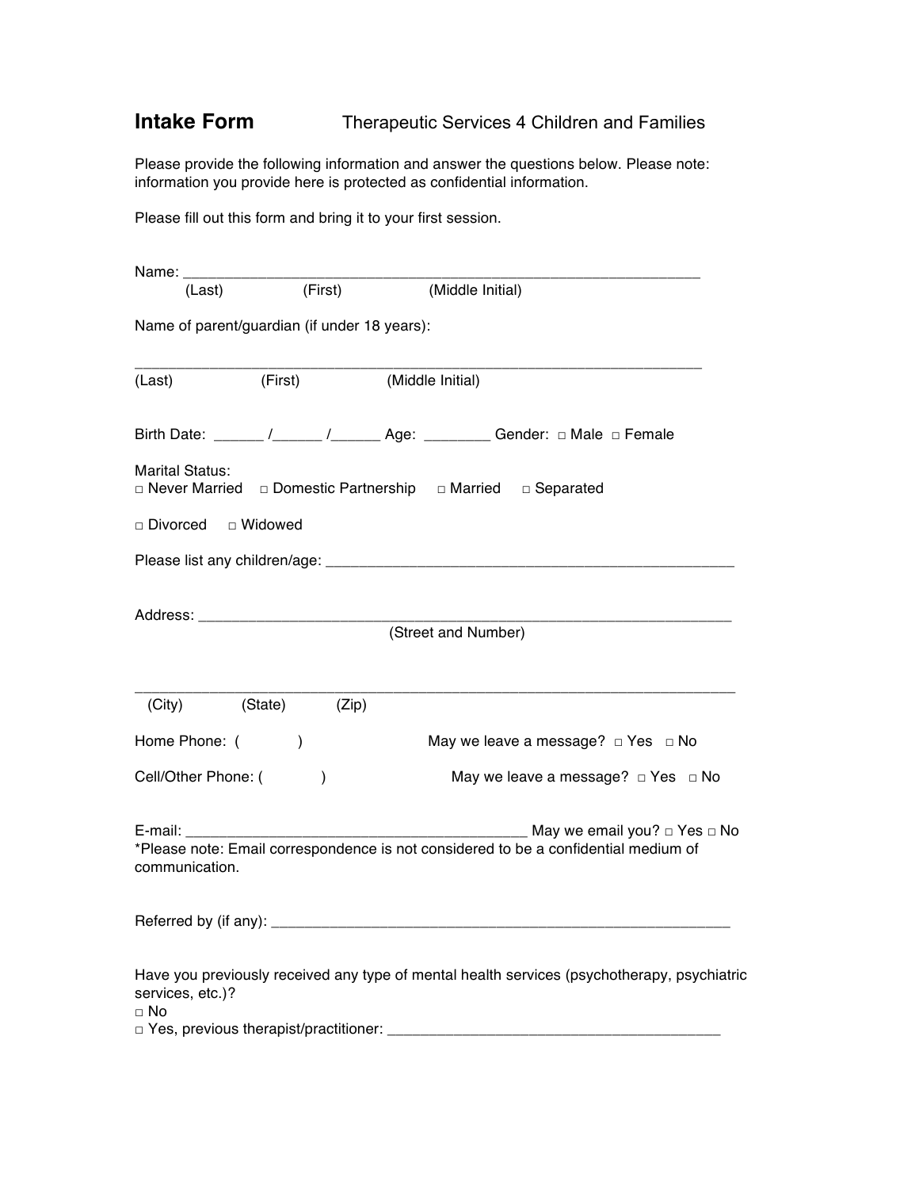# Intake Form    Therapeutic Services 4 Children and Families

Please provide the following information and answer the questions below. Please note: information you provide here is protected as confidential information.

Please fill out this form and bring it to your first session.

Name: ____________________________________________________________
(Last)    (First)    (Middle Initial)

Name of parent/guardian (if under 18 years):

____________________________________________________________
(Last)    (First)    (Middle Initial)

Birth Date: ______ /______ /______ Age: ________ Gender: □ Male □ Female

Marital Status:
□ Never Married □ Domestic Partnership □ Married □ Separated

□ Divorced □ Widowed

Please list any children/age: ______________________________________________

Address: ______________________________________________________________
(Street and Number)

____________________________________________________________________
(City)    (State)    (Zip)

Home Phone: (     )    May we leave a message? □ Yes □ No

Cell/Other Phone: (     )    May we leave a message? □ Yes □ No

E-mail: ______________________________________ May we email you? □ Yes □ No
*Please note: Email correspondence is not considered to be a confidential medium of communication.

Referred by (if any): _____________________________________________________

Have you previously received any type of mental health services (psychotherapy, psychiatric services, etc.)?
□ No
□ Yes, previous therapist/practitioner: ______________________________________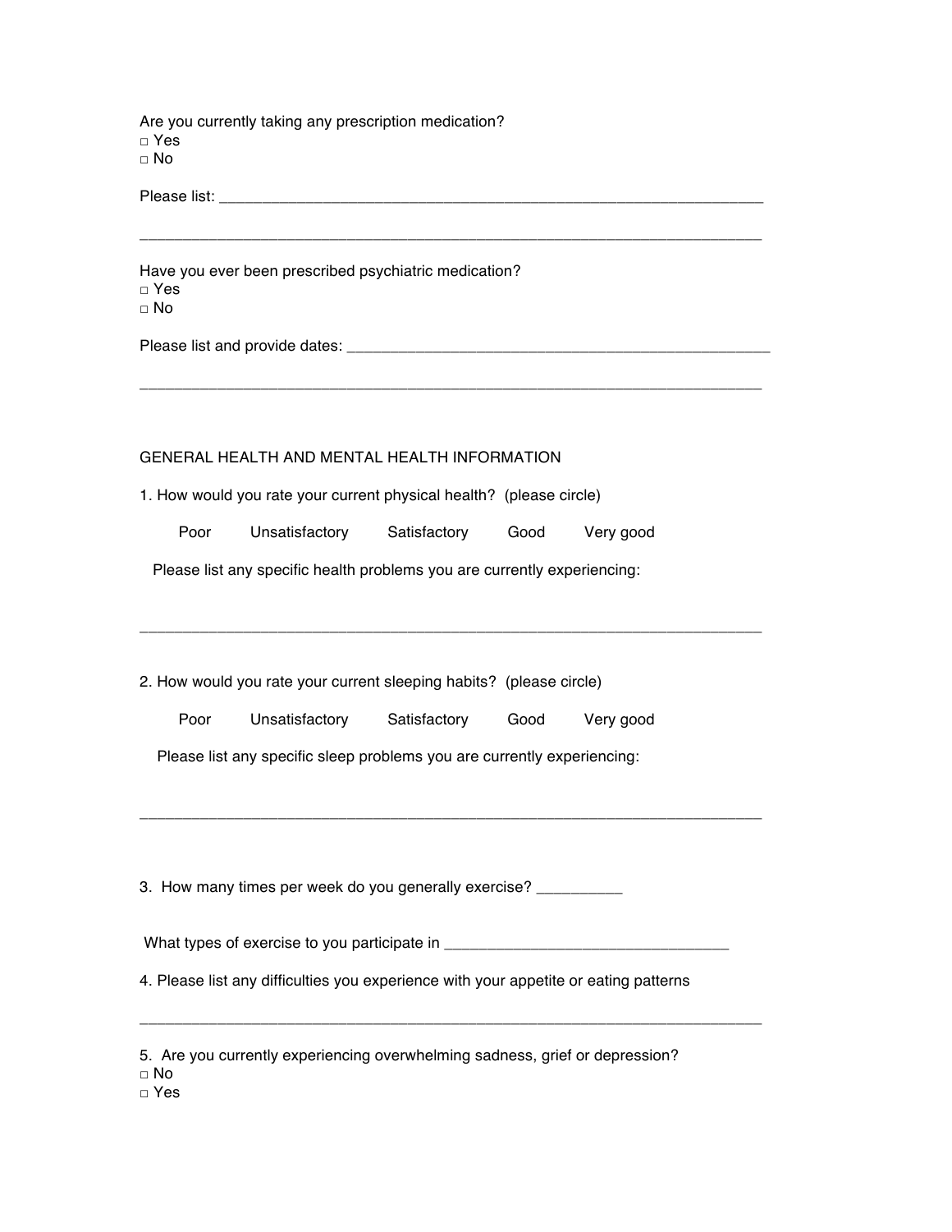Are you currently taking any prescription medication?
□ Yes
□ No

Please list: ____________________________________________________________

________________________________________________________________________

Have you ever been prescribed psychiatric medication?
□ Yes
□ No

Please list and provide dates: _______________________________________________

________________________________________________________________________

GENERAL HEALTH AND MENTAL HEALTH INFORMATION

1. How would you rate your current physical health? (please circle)

Poor    Unsatisfactory    Satisfactory    Good    Very good

Please list any specific health problems you are currently experiencing:

________________________________________________________________________

2. How would you rate your current sleeping habits? (please circle)

Poor    Unsatisfactory    Satisfactory    Good    Very good

Please list any specific sleep problems you are currently experiencing:

________________________________________________________________________

3. How many times per week do you generally exercise? __________

What types of exercise to you participate in _________________________________

4. Please list any difficulties you experience with your appetite or eating patterns

________________________________________________________________________

5. Are you currently experiencing overwhelming sadness, grief or depression?
□ No
□ Yes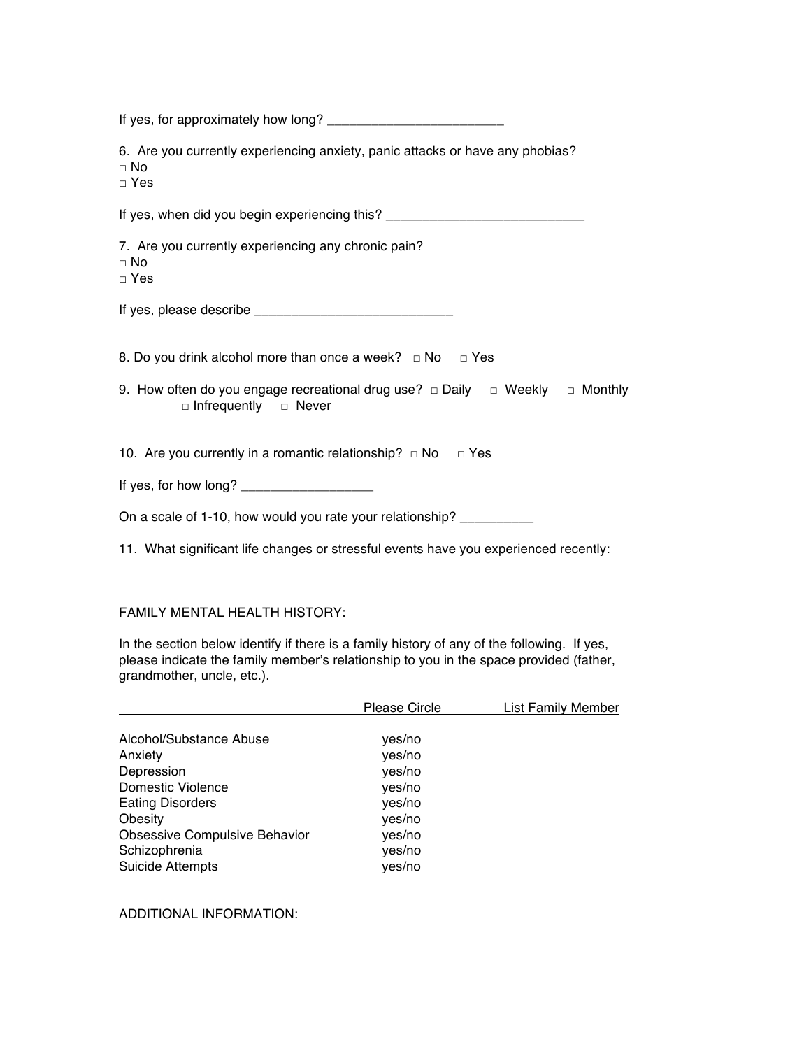If yes, for approximately how long? ________________________

6. Are you currently experiencing anxiety, panic attacks or have any phobias?
□ No
□ Yes

If yes, when did you begin experiencing this? ___________________________

7. Are you currently experiencing any chronic pain?
□ No
□ Yes

If yes, please describe ___________________________

8. Do you drink alcohol more than once a week? □ No □ Yes

9. How often do you engage recreational drug use? □ Daily □ Weekly □ Monthly □ Infrequently □ Never

10. Are you currently in a romantic relationship? □ No □ Yes

If yes, for how long? __________________

On a scale of 1-10, how would you rate your relationship? __________

11. What significant life changes or stressful events have you experienced recently:

FAMILY MENTAL HEALTH HISTORY:

In the section below identify if there is a family history of any of the following. If yes, please indicate the family member's relationship to you in the space provided (father, grandmother, uncle, etc.).

| | Please Circle | List Family Member |
|---|---|---|
| Alcohol/Substance Abuse | yes/no | |
| Anxiety | yes/no | |
| Depression | yes/no | |
| Domestic Violence | yes/no | |
| Eating Disorders | yes/no | |
| Obesity | yes/no | |
| Obsessive Compulsive Behavior | yes/no | |
| Schizophrenia | yes/no | |
| Suicide Attempts | yes/no | |

ADDITIONAL INFORMATION: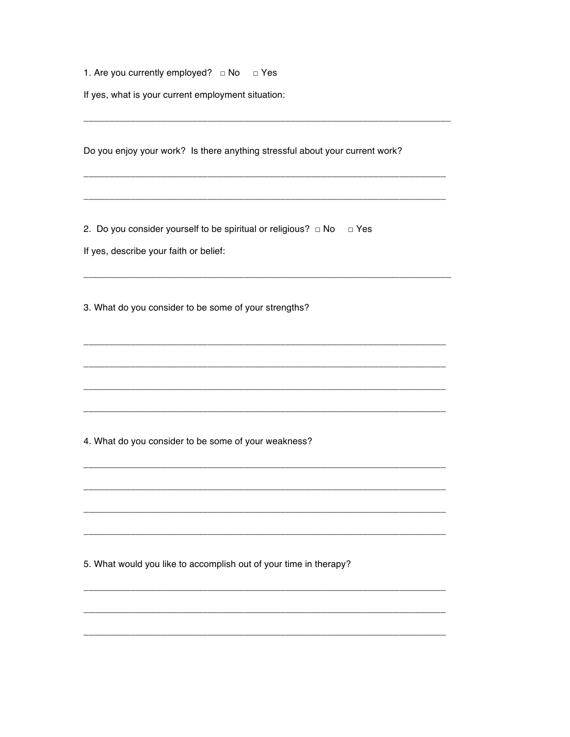1. Are you currently employed? □ No □ Yes

If yes, what is your current employment situation:

_______________________________________________________________________

Do you enjoy your work? Is there anything stressful about your current work?

_______________________________________________________________________

_______________________________________________________________________

2. Do you consider yourself to be spiritual or religious? □ No □ Yes

If yes, describe your faith or belief:

_______________________________________________________________________

3. What do you consider to be some of your strengths?

_______________________________________________________________________

_______________________________________________________________________

_______________________________________________________________________

_______________________________________________________________________

4. What do you consider to be some of your weakness?

_______________________________________________________________________

_______________________________________________________________________

_______________________________________________________________________

_______________________________________________________________________

5. What would you like to accomplish out of your time in therapy?

_______________________________________________________________________

_______________________________________________________________________

_______________________________________________________________________